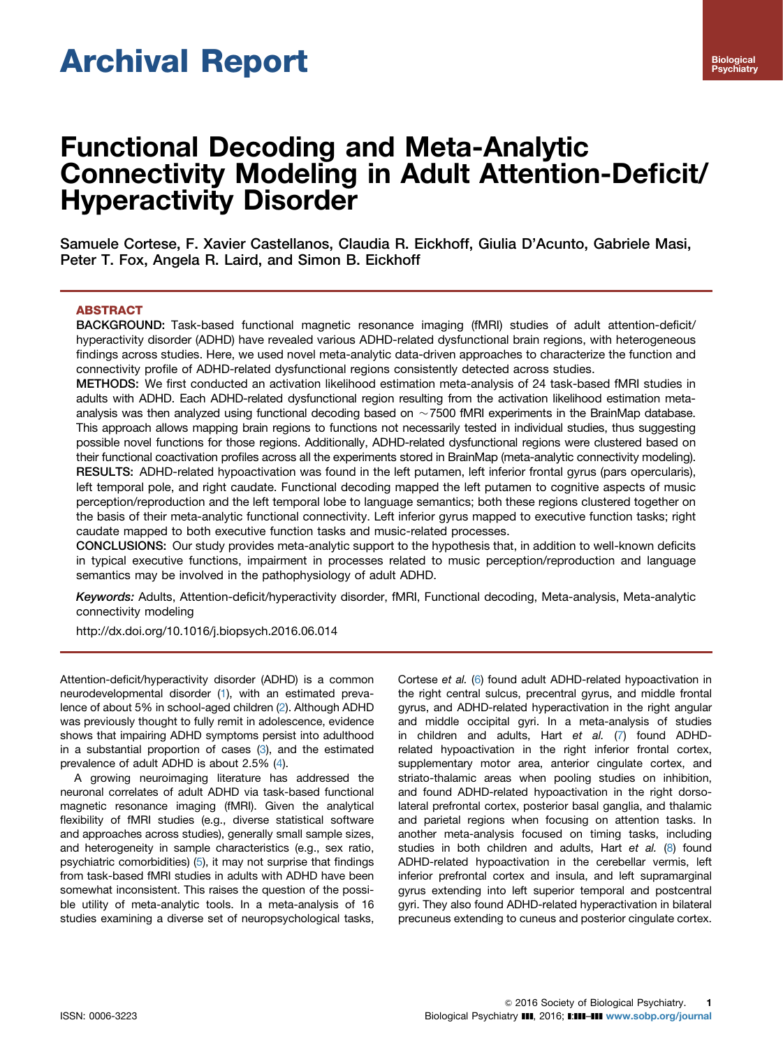# Archival Report

# Functional Decoding and Meta-Analytic Connectivity Modeling in Adult Attention-Deficit/Hyperactivity Disorder

Samuele Cortese, F. Xavier Castellanos, Claudia R. Eickhoff, Giulia D'Acunto, Gabriele Masi, Peter T. Fox, Angela R. Laird, and Simon B. Eickhoff

## ABSTRACT

**BACKGROUND:** Task-based functional magnetic resonance imaging (fMRI) studies of adult attention-deficit/hyperactivity disorder (ADHD) have revealed various ADHD-related dysfunctional brain regions, with heterogeneous findings across studies. Here, we used novel meta-analytic data-driven approaches to characterize the function and connectivity profile of ADHD-related dysfunctional regions consistently detected across studies.

**METHODS:** We first conducted an activation likelihood estimation meta-analysis of 24 task-based fMRI studies in adults with ADHD. Each ADHD-related dysfunctional region resulting from the activation likelihood estimation meta-analysis was then analyzed using functional decoding based on ~7500 fMRI experiments in the BrainMap database. This approach allows mapping brain regions to functions not necessarily tested in individual studies, thus suggesting possible novel functions for those regions. Additionally, ADHD-related dysfunctional regions were clustered based on their functional coactivation profiles across all the experiments stored in BrainMap (meta-analytic connectivity modeling).

**RESULTS:** ADHD-related hypoactivation was found in the left putamen, left inferior frontal gyrus (pars opercularis), left temporal pole, and right caudate. Functional decoding mapped the left putamen to cognitive aspects of music perception/reproduction and the left temporal lobe to language semantics; both these regions clustered together on the basis of their meta-analytic functional connectivity. Left inferior gyrus mapped to executive function tasks; right caudate mapped to both executive function tasks and music-related processes.

**CONCLUSIONS:** Our study provides meta-analytic support to the hypothesis that, in addition to well-known deficits in typical executive functions, impairment in processes related to music perception/reproduction and language semantics may be involved in the pathophysiology of adult ADHD.

*Keywords:* Adults, Attention-deficit/hyperactivity disorder, fMRI, Functional decoding, Meta-analysis, Meta-analytic connectivity modeling

http://dx.doi.org/10.1016/j.biopsych.2016.06.014

Attention-deficit/hyperactivity disorder (ADHD) is a common neurodevelopmental disorder (1), with an estimated prevalence of about 5% in school-aged children (2). Although ADHD was previously thought to fully remit in adolescence, evidence shows that impairing ADHD symptoms persist into adulthood in a substantial proportion of cases (3), and the estimated prevalence of adult ADHD is about 2.5% (4).

A growing neuroimaging literature has addressed the neuronal correlates of adult ADHD via task-based functional magnetic resonance imaging (fMRI). Given the analytical flexibility of fMRI studies (e.g., diverse statistical software and approaches across studies), generally small sample sizes, and heterogeneity in sample characteristics (e.g., sex ratio, psychiatric comorbidities) (5), it may not surprise that findings from task-based fMRI studies in adults with ADHD have been somewhat inconsistent. This raises the question of the possible utility of meta-analytic tools. In a meta-analysis of 16 studies examining a diverse set of neuropsychological tasks, Cortese *et al.* (6) found adult ADHD-related hypoactivation in the right central sulcus, precentral gyrus, and middle frontal gyrus, and ADHD-related hyperactivation in the right angular and middle occipital gyri. In a meta-analysis of studies in children and adults, Hart *et al.* (7) found ADHD-related hypoactivation in the right inferior frontal cortex, supplementary motor area, anterior cingulate cortex, and striato-thalamic areas when pooling studies on inhibition, and found ADHD-related hypoactivation in the right dorsolateral prefrontal cortex, posterior basal ganglia, and thalamic and parietal regions when focusing on attention tasks. In another meta-analysis focused on timing tasks, including studies in both children and adults, Hart *et al.* (8) found ADHD-related hypoactivation in the cerebellar vermis, left inferior prefrontal cortex and insula, and left supramarginal gyrus extending into left superior temporal and postcentral gyri. They also found ADHD-related hyperactivation in bilateral precuneus extending to cuneus and posterior cingulate cortex.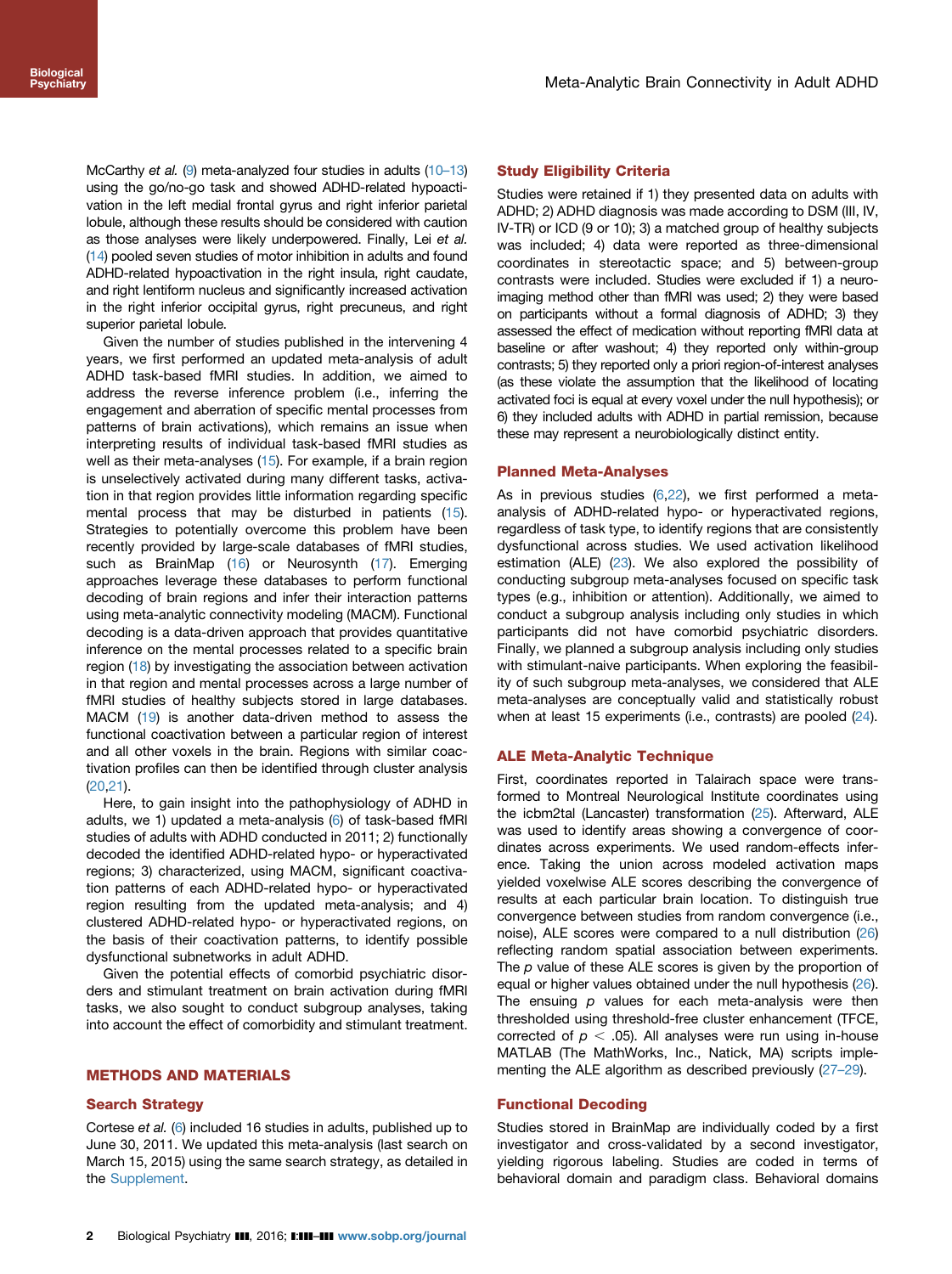McCarthy *et al.* (9) meta-analyzed four studies in adults (10–13) using the go/no-go task and showed ADHD-related hypoactivation in the left medial frontal gyrus and right inferior parietal lobule, although these results should be considered with caution as those analyses were likely underpowered. Finally, Lei *et al.* (14) pooled seven studies of motor inhibition in adults and found ADHD-related hypoactivation in the right insula, right caudate, and right lentiform nucleus and significantly increased activation in the right inferior occipital gyrus, right precuneus, and right superior parietal lobule.

Given the number of studies published in the intervening 4 years, we first performed an updated meta-analysis of adult ADHD task-based fMRI studies. In addition, we aimed to address the reverse inference problem (i.e., inferring the engagement and aberration of specific mental processes from patterns of brain activations), which remains an issue when interpreting results of individual task-based fMRI studies as well as their meta-analyses (15). For example, if a brain region is unselectively activated during many different tasks, activation in that region provides little information regarding specific mental process that may be disturbed in patients (15). Strategies to potentially overcome this problem have been recently provided by large-scale databases of fMRI studies, such as BrainMap (16) or Neurosynth (17). Emerging approaches leverage these databases to perform functional decoding of brain regions and infer their interaction patterns using meta-analytic connectivity modeling (MACM). Functional decoding is a data-driven approach that provides quantitative inference on the mental processes related to a specific brain region (18) by investigating the association between activation in that region and mental processes across a large number of fMRI studies of healthy subjects stored in large databases. MACM (19) is another data-driven method to assess the functional coactivation between a particular region of interest and all other voxels in the brain. Regions with similar coactivation profiles can then be identified through cluster analysis (20,21).

Here, to gain insight into the pathophysiology of ADHD in adults, we 1) updated a meta-analysis (6) of task-based fMRI studies of adults with ADHD conducted in 2011; 2) functionally decoded the identified ADHD-related hypo- or hyperactivated regions; 3) characterized, using MACM, significant coactivation patterns of each ADHD-related hypo- or hyperactivated region resulting from the updated meta-analysis; and 4) clustered ADHD-related hypo- or hyperactivated regions, on the basis of their coactivation patterns, to identify possible dysfunctional subnetworks in adult ADHD.

Given the potential effects of comorbid psychiatric disorders and stimulant treatment on brain activation during fMRI tasks, we also sought to conduct subgroup analyses, taking into account the effect of comorbidity and stimulant treatment.

## METHODS AND MATERIALS

### Search Strategy

Cortese *et al.* (6) included 16 studies in adults, published up to June 30, 2011. We updated this meta-analysis (last search on March 15, 2015) using the same search strategy, as detailed in the Supplement.

### Study Eligibility Criteria

Studies were retained if 1) they presented data on adults with ADHD; 2) ADHD diagnosis was made according to DSM (III, IV, IV-TR) or ICD (9 or 10); 3) a matched group of healthy subjects was included; 4) data were reported as three-dimensional coordinates in stereotactic space; and 5) between-group contrasts were included. Studies were excluded if 1) a neuroimaging method other than fMRI was used; 2) they were based on participants without a formal diagnosis of ADHD; 3) they assessed the effect of medication without reporting fMRI data at baseline or after washout; 4) they reported only within-group contrasts; 5) they reported only a priori region-of-interest analyses (as these violate the assumption that the likelihood of locating activated foci is equal at every voxel under the null hypothesis); or 6) they included adults with ADHD in partial remission, because these may represent a neurobiologically distinct entity.

### Planned Meta-Analyses

As in previous studies (6,22), we first performed a meta-analysis of ADHD-related hypo- or hyperactivated regions, regardless of task type, to identify regions that are consistently dysfunctional across studies. We used activation likelihood estimation (ALE) (23). We also explored the possibility of conducting subgroup meta-analyses focused on specific task types (e.g., inhibition or attention). Additionally, we aimed to conduct a subgroup analysis including only studies in which participants did not have comorbid psychiatric disorders. Finally, we planned a subgroup analysis including only studies with stimulant-naive participants. When exploring the feasibility of such subgroup meta-analyses, we considered that ALE meta-analyses are conceptually valid and statistically robust when at least 15 experiments (i.e., contrasts) are pooled (24).

### ALE Meta-Analytic Technique

First, coordinates reported in Talairach space were transformed to Montreal Neurological Institute coordinates using the icbm2tal (Lancaster) transformation (25). Afterward, ALE was used to identify areas showing a convergence of coordinates across experiments. We used random-effects inference. Taking the union across modeled activation maps yielded voxelwise ALE scores describing the convergence of results at each particular brain location. To distinguish true convergence between studies from random convergence (i.e., noise), ALE scores were compared to a null distribution (26) reflecting random spatial association between experiments. The $p$ value of these ALE scores is given by the proportion of equal or higher values obtained under the null hypothesis (26). The ensuing $p$ values for each meta-analysis were then thresholded using threshold-free cluster enhancement (TFCE), corrected of $p < .05$). All analyses were run using in-house MATLAB (The MathWorks, Inc., Natick, MA) scripts implementing the ALE algorithm as described previously (27–29).

### Functional Decoding

Studies stored in BrainMap are individually coded by a first investigator and cross-validated by a second investigator, yielding rigorous labeling. Studies are coded in terms of behavioral domain and paradigm class. Behavioral domains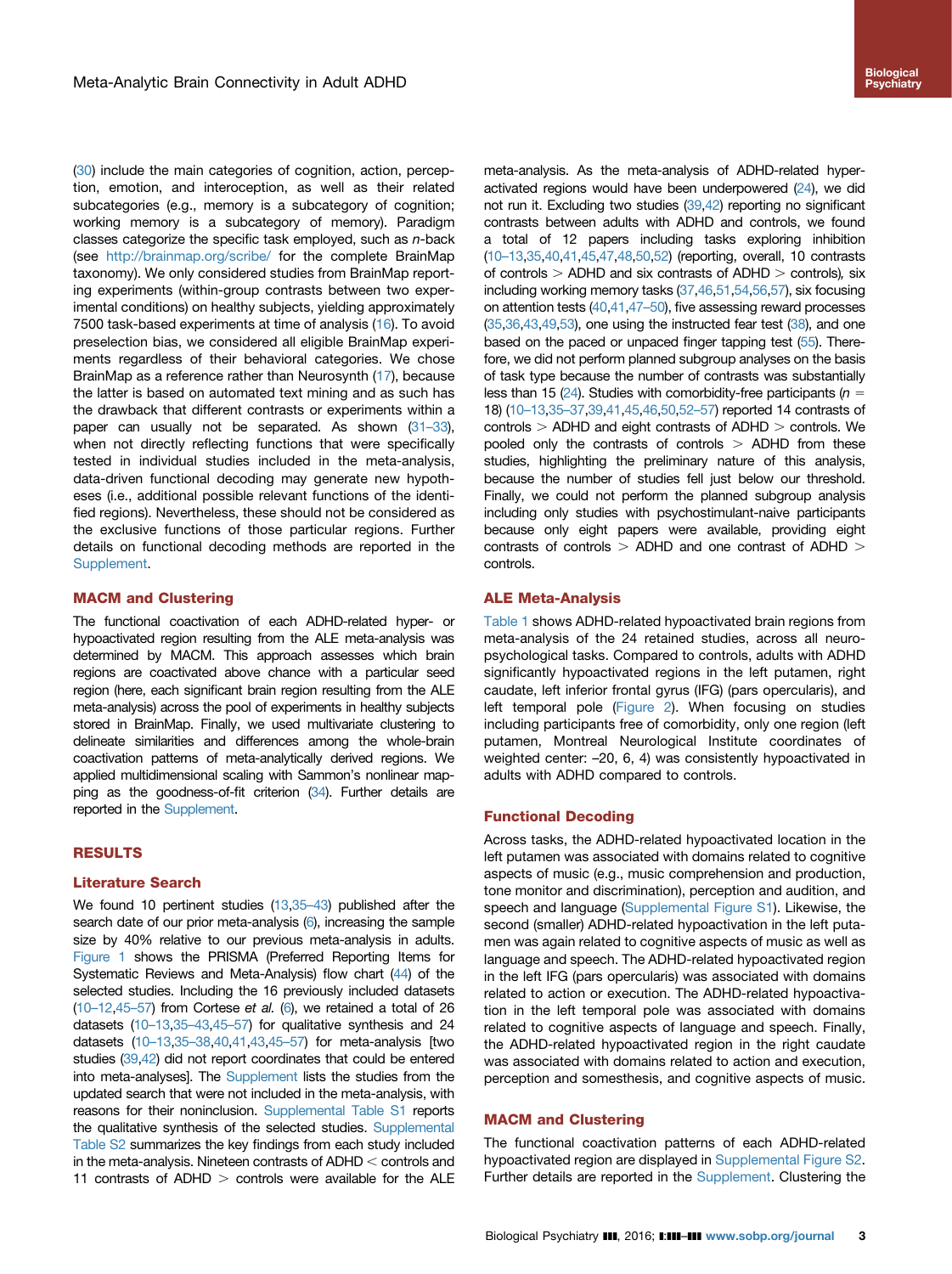(30) include the main categories of cognition, action, perception, emotion, and interoception, as well as their related subcategories (e.g., memory is a subcategory of cognition; working memory is a subcategory of memory). Paradigm classes categorize the specific task employed, such as *n*-back (see http://brainmap.org/scribe/ for the complete BrainMap taxonomy). We only considered studies from BrainMap reporting experiments (within-group contrasts between two experimental conditions) on healthy subjects, yielding approximately 7500 task-based experiments at time of analysis (16). To avoid preselection bias, we considered all eligible BrainMap experiments regardless of their behavioral categories. We chose BrainMap as a reference rather than Neurosynth (17), because the latter is based on automated text mining and as such has the drawback that different contrasts or experiments within a paper can usually not be separated. As shown (31–33), when not directly reflecting functions that were specifically tested in individual studies included in the meta-analysis, data-driven functional decoding may generate new hypotheses (i.e., additional possible relevant functions of the identified regions). Nevertheless, these should not be considered as the exclusive functions of those particular regions. Further details on functional decoding methods are reported in the Supplement.

### MACM and Clustering

The functional coactivation of each ADHD-related hyper- or hypoactivated region resulting from the ALE meta-analysis was determined by MACM. This approach assesses which brain regions are coactivated above chance with a particular seed region (here, each significant brain region resulting from the ALE meta-analysis) across the pool of experiments in healthy subjects stored in BrainMap. Finally, we used multivariate clustering to delineate similarities and differences among the whole-brain coactivation patterns of meta-analytically derived regions. We applied multidimensional scaling with Sammon's nonlinear mapping as the goodness-of-fit criterion (34). Further details are reported in the Supplement.

## RESULTS

### Literature Search

We found 10 pertinent studies (13,35–43) published after the search date of our prior meta-analysis (6), increasing the sample size by 40% relative to our previous meta-analysis in adults. Figure 1 shows the PRISMA (Preferred Reporting Items for Systematic Reviews and Meta-Analysis) flow chart (44) of the selected studies. Including the 16 previously included datasets (10–12,45–57) from Cortese *et al.* (6), we retained a total of 26 datasets (10–13,35–43,45–57) for qualitative synthesis and 24 datasets (10–13,35–38,40,41,43,45–57) for meta-analysis [two studies (39,42) did not report coordinates that could be entered into meta-analyses]. The Supplement lists the studies from the updated search that were not included in the meta-analysis, with reasons for their noninclusion. Supplemental Table S1 reports the qualitative synthesis of the selected studies. Supplemental Table S2 summarizes the key findings from each study included in the meta-analysis. Nineteen contrasts of ADHD < controls and 11 contrasts of ADHD > controls were available for the ALE meta-analysis. As the meta-analysis of ADHD-related hyperactivated regions would have been underpowered (24), we did not run it. Excluding two studies (39,42) reporting no significant contrasts between adults with ADHD and controls, we found a total of 12 papers including tasks exploring inhibition (10–13,35,40,41,45,47,48,50,52) (reporting, overall, 10 contrasts of controls > ADHD and six contrasts of ADHD > controls), six including working memory tasks (37,46,51,54,56,57), six focusing on attention tests (40,41,47–50), five assessing reward processes (35,36,43,49,53), one using the instructed fear test (38), and one based on the paced or unpaced finger tapping test (55). Therefore, we did not perform planned subgroup analyses on the basis of task type because the number of contrasts was substantially less than 15 (24). Studies with comorbidity-free participants ($n$ = 18) (10–13,35–37,39,41,45,46,50,52–57) reported 14 contrasts of controls > ADHD and eight contrasts of ADHD > controls. We pooled only the contrasts of controls > ADHD from these studies, highlighting the preliminary nature of this analysis, because the number of studies fell just below our threshold. Finally, we could not perform the planned subgroup analysis including only studies with psychostimulant-naive participants because only eight papers were available, providing eight contrasts of controls > ADHD and one contrast of ADHD > controls.

### ALE Meta-Analysis

Table 1 shows ADHD-related hypoactivated brain regions from meta-analysis of the 24 retained studies, across all neuropsychological tasks. Compared to controls, adults with ADHD significantly hypoactivated regions in the left putamen, right caudate, left inferior frontal gyrus (IFG) (pars opercularis), and left temporal pole (Figure 2). When focusing on studies including participants free of comorbidity, only one region (left putamen, Montreal Neurological Institute coordinates of weighted center: –20, 6, 4) was consistently hypoactivated in adults with ADHD compared to controls.

### Functional Decoding

Across tasks, the ADHD-related hypoactivated location in the left putamen was associated with domains related to cognitive aspects of music (e.g., music comprehension and production, tone monitor and discrimination), perception and audition, and speech and language (Supplemental Figure S1). Likewise, the second (smaller) ADHD-related hypoactivation in the left putamen was again related to cognitive aspects of music as well as language and speech. The ADHD-related hypoactivated region in the left IFG (pars opercularis) was associated with domains related to action or execution. The ADHD-related hypoactivation in the left temporal pole was associated with domains related to cognitive aspects of language and speech. Finally, the ADHD-related hypoactivated region in the right caudate was associated with domains related to action and execution, perception and somesthesis, and cognitive aspects of music.

### MACM and Clustering

The functional coactivation patterns of each ADHD-related hypoactivated region are displayed in Supplemental Figure S2. Further details are reported in the Supplement. Clustering the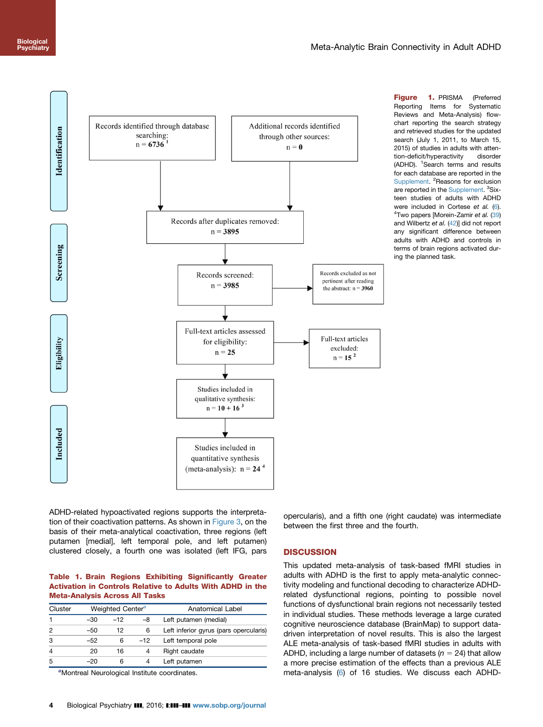**Identification**

Records identified through database searching: n = **6736** [1]

Additional records identified through other sources: n = **0**

**Screening**

Records after duplicates removed: n = **3895**

Records screened: n = **3985**

Records excluded as not pertinent after reading the abstract: n = **3960**

**Eligibility**

Full-text articles assessed for eligibility: n = **25**

Full-text articles excluded: n = **15** [2]

**Included**

Studies included in qualitative synthesis: n = **10 + 16** [3]

Studies included in quantitative synthesis (meta-analysis): n = **24** [4]

**Figure 1.** PRISMA (Preferred Reporting Items for Systematic Reviews and Meta-Analysis) flowchart reporting the search strategy and retrieved studies for the updated search (July 1, 2011, to March 15, 2015) of studies in adults with attention-deficit/hyperactivity disorder (ADHD). [1]Search terms and results for each database are reported in the Supplement. [2]Reasons for exclusion are reported in the Supplement. [3]Sixteen studies of adults with ADHD were included in Cortese *et al.* (6). [4]Two papers [Morein-Zamir *et al.* (39) and Wilbertz *et al.* (42)] did not report any significant difference between adults with ADHD and controls in terms of brain regions activated during the planned task.

ADHD-related hypoactivated regions supports the interpretation of their coactivation patterns. As shown in Figure 3, on the basis of their meta-analytical coactivation, three regions (left putamen [medial], left temporal pole, and left putamen) clustered closely, a fourth one was isolated (left IFG, pars opercularis), and a fifth one (right caudate) was intermediate between the first three and the fourth.

**Table 1. Brain Regions Exhibiting Significantly Greater Activation in Controls Relative to Adults With ADHD in the Meta-Analysis Across All Tasks**

| Cluster | Weighted Center[a] | | | Anatomical Label |
|---|---|---|---|---|
| 1 | −30 | −12 | −8 | Left putamen (medial) |
| 2 | −50 | 12 | 6 | Left inferior gyrus (pars opercularis) |
| 3 | −52 | 6 | −12 | Left temporal pole |
| 4 | 20 | 16 | 4 | Right caudate |
| 5 | −20 | 6 | 4 | Left putamen |

[a]Montreal Neurological Institute coordinates.

## DISCUSSION

This updated meta-analysis of task-based fMRI studies in adults with ADHD is the first to apply meta-analytic connectivity modeling and functional decoding to characterize ADHD-related dysfunctional regions, pointing to possible novel functions of dysfunctional brain regions not necessarily tested in individual studies. These methods leverage a large curated cognitive neuroscience database (BrainMap) to support data-driven interpretation of novel results. This is also the largest ALE meta-analysis of task-based fMRI studies in adults with ADHD, including a large number of datasets ($n = 24$) that allow a more precise estimation of the effects than a previous ALE meta-analysis (6) of 16 studies. We discuss each ADHD-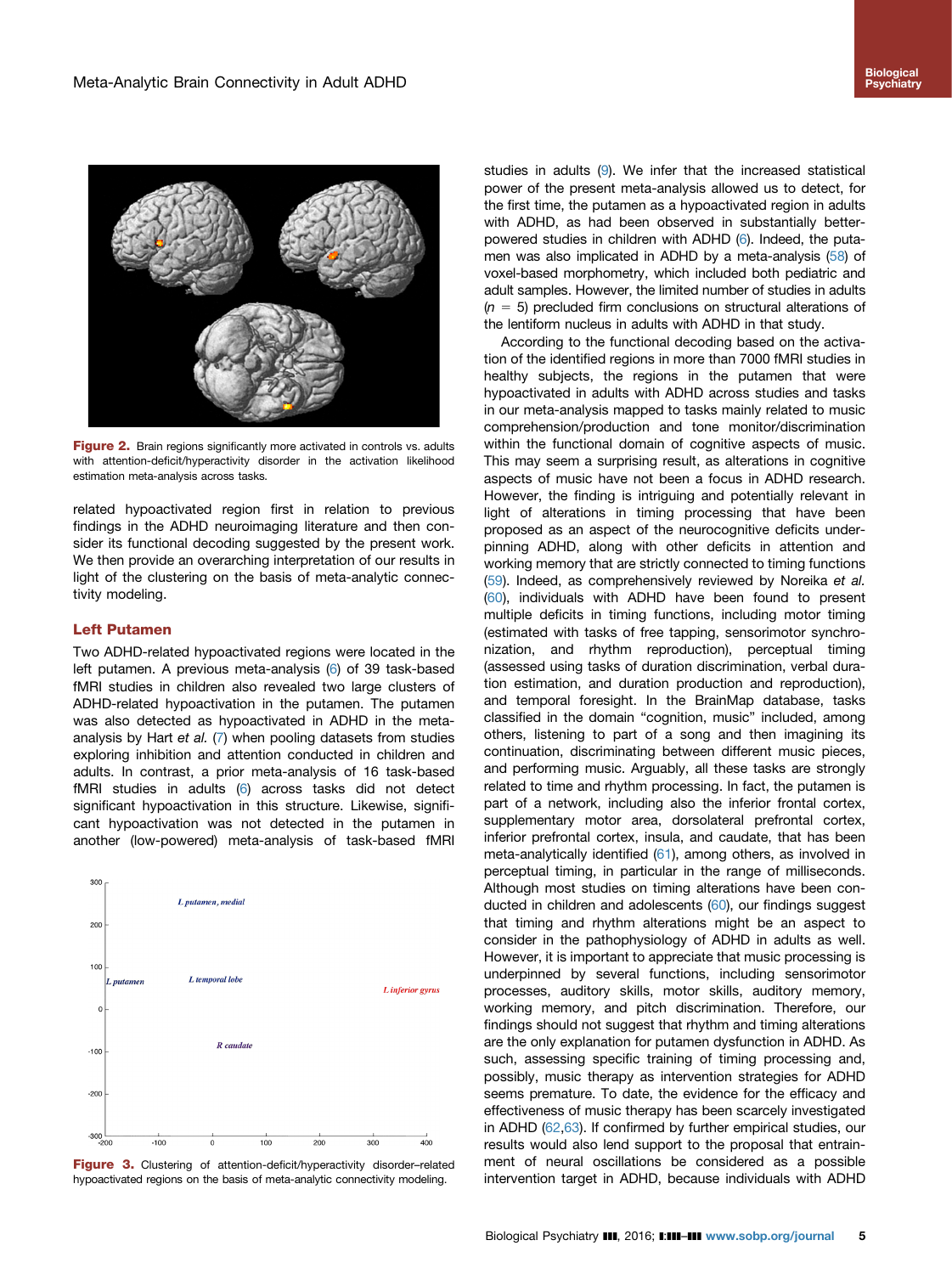Figure 2. Brain regions significantly more activated in controls vs. adults with attention-deficit/hyperactivity disorder in the activation likelihood estimation meta-analysis across tasks.

related hypoactivated region first in relation to previous findings in the ADHD neuroimaging literature and then consider its functional decoding suggested by the present work. We then provide an overarching interpretation of our results in light of the clustering on the basis of meta-analytic connectivity modeling.

## Left Putamen

Two ADHD-related hypoactivated regions were located in the left putamen. A previous meta-analysis (6) of 39 task-based fMRI studies in children also revealed two large clusters of ADHD-related hypoactivation in the putamen. The putamen was also detected as hypoactivated in ADHD in the meta-analysis by Hart *et al.* (7) when pooling datasets from studies exploring inhibition and attention conducted in children and adults. In contrast, a prior meta-analysis of 16 task-based fMRI studies in adults (6) across tasks did not detect significant hypoactivation in this structure. Likewise, significant hypoactivation was not detected in the putamen in another (low-powered) meta-analysis of task-based fMRI studies in adults (9). We infer that the increased statistical power of the present meta-analysis allowed us to detect, for the first time, the putamen as a hypoactivated region in adults with ADHD, as had been observed in substantially better-powered studies in children with ADHD (6). Indeed, the putamen was also implicated in ADHD by a meta-analysis (58) of voxel-based morphometry, which included both pediatric and adult samples. However, the limited number of studies in adults ($n = 5$) precluded firm conclusions on structural alterations of the lentiform nucleus in adults with ADHD in that study.

According to the functional decoding based on the activation of the identified regions in more than 7000 fMRI studies in healthy subjects, the regions in the putamen that were hypoactivated in adults with ADHD across studies and tasks in our meta-analysis mapped to tasks mainly related to music comprehension/production and tone monitor/discrimination within the functional domain of cognitive aspects of music. This may seem a surprising result, as alterations in cognitive aspects of music have not been a focus in ADHD research. However, the finding is intriguing and potentially relevant in light of alterations in timing processing that have been proposed as an aspect of the neurocognitive deficits underpinning ADHD, along with other deficits in attention and working memory that are strictly connected to timing functions (59). Indeed, as comprehensively reviewed by Noreika *et al.* (60), individuals with ADHD have been found to present multiple deficits in timing functions, including motor timing (estimated with tasks of free tapping, sensorimotor synchronization, and rhythm reproduction), perceptual timing (assessed using tasks of duration discrimination, verbal duration estimation, and duration production and reproduction), and temporal foresight. In the BrainMap database, tasks classified in the domain "cognition, music" included, among others, listening to part of a song and then imagining its continuation, discriminating between different music pieces, and performing music. Arguably, all these tasks are strongly related to time and rhythm processing. In fact, the putamen is part of a network, including also the inferior frontal cortex, supplementary motor area, dorsolateral prefrontal cortex, inferior prefrontal cortex, insula, and caudate, that has been meta-analytically identified (61), among others, as involved in perceptual timing, in particular in the range of milliseconds. Although most studies on timing alterations have been conducted in children and adolescents (60), our findings suggest that timing and rhythm alterations might be an aspect to consider in the pathophysiology of ADHD in adults as well. However, it is important to appreciate that music processing is underpinned by several functions, including sensorimotor processes, auditory skills, motor skills, auditory memory, working memory, and pitch discrimination. Therefore, our findings should not suggest that rhythm and timing alterations are the only explanation for putamen dysfunction in ADHD. As such, assessing specific training of timing processing and, possibly, music therapy as intervention strategies for ADHD seems premature. To date, the evidence for the efficacy and effectiveness of music therapy has been scarcely investigated in ADHD (62,63). If confirmed by further empirical studies, our results would also lend support to the proposal that entrainment of neural oscillations be considered as a possible intervention target in ADHD, because individuals with ADHD

Figure 3. Clustering of attention-deficit/hyperactivity disorder–related hypoactivated regions on the basis of meta-analytic connectivity modeling.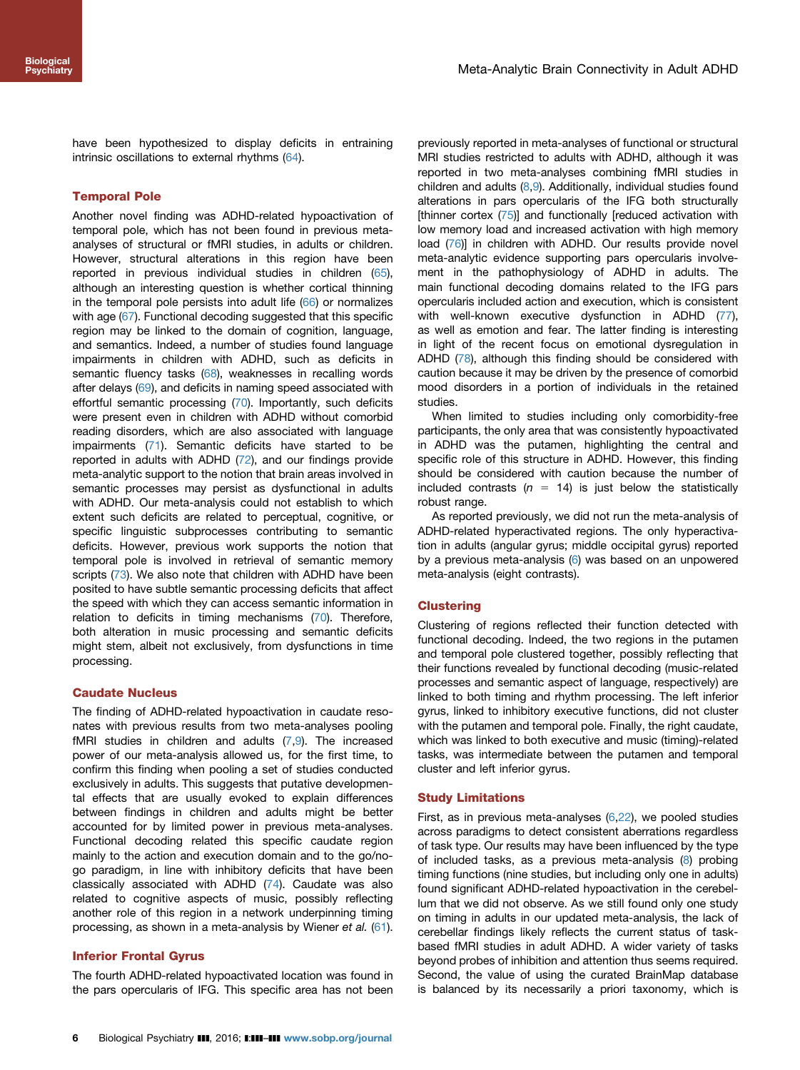have been hypothesized to display deficits in entraining intrinsic oscillations to external rhythms (64).

### Temporal Pole

Another novel finding was ADHD-related hypoactivation of temporal pole, which has not been found in previous meta-analyses of structural or fMRI studies, in adults or children. However, structural alterations in this region have been reported in previous individual studies in children (65), although an interesting question is whether cortical thinning in the temporal pole persists into adult life (66) or normalizes with age (67). Functional decoding suggested that this specific region may be linked to the domain of cognition, language, and semantics. Indeed, a number of studies found language impairments in children with ADHD, such as deficits in semantic fluency tasks (68), weaknesses in recalling words after delays (69), and deficits in naming speed associated with effortful semantic processing (70). Importantly, such deficits were present even in children with ADHD without comorbid reading disorders, which are also associated with language impairments (71). Semantic deficits have started to be reported in adults with ADHD (72), and our findings provide meta-analytic support to the notion that brain areas involved in semantic processes may persist as dysfunctional in adults with ADHD. Our meta-analysis could not establish to which extent such deficits are related to perceptual, cognitive, or specific linguistic subprocesses contributing to semantic deficits. However, previous work supports the notion that temporal pole is involved in retrieval of semantic memory scripts (73). We also note that children with ADHD have been posited to have subtle semantic processing deficits that affect the speed with which they can access semantic information in relation to deficits in timing mechanisms (70). Therefore, both alteration in music processing and semantic deficits might stem, albeit not exclusively, from dysfunctions in time processing.

### Caudate Nucleus

The finding of ADHD-related hypoactivation in caudate resonates with previous results from two meta-analyses pooling fMRI studies in children and adults (7,9). The increased power of our meta-analysis allowed us, for the first time, to confirm this finding when pooling a set of studies conducted exclusively in adults. This suggests that putative developmental effects that are usually evoked to explain differences between findings in children and adults might be better accounted for by limited power in previous meta-analyses. Functional decoding related this specific caudate region mainly to the action and execution domain and to the go/no-go paradigm, in line with inhibitory deficits that have been classically associated with ADHD (74). Caudate was also related to cognitive aspects of music, possibly reflecting another role of this region in a network underpinning timing processing, as shown in a meta-analysis by Wiener *et al.* (61).

### Inferior Frontal Gyrus

The fourth ADHD-related hypoactivated location was found in the pars opercularis of IFG. This specific area has not been previously reported in meta-analyses of functional or structural MRI studies restricted to adults with ADHD, although it was reported in two meta-analyses combining fMRI studies in children and adults (8,9). Additionally, individual studies found alterations in pars opercularis of the IFG both structurally [thinner cortex (75)] and functionally [reduced activation with low memory load and increased activation with high memory load (76)] in children with ADHD. Our results provide novel meta-analytic evidence supporting pars opercularis involvement in the pathophysiology of ADHD in adults. The main functional decoding domains related to the IFG pars opercularis included action and execution, which is consistent with well-known executive dysfunction in ADHD (77), as well as emotion and fear. The latter finding is interesting in light of the recent focus on emotional dysregulation in ADHD (78), although this finding should be considered with caution because it may be driven by the presence of comorbid mood disorders in a portion of individuals in the retained studies.

When limited to studies including only comorbidity-free participants, the only area that was consistently hypoactivated in ADHD was the putamen, highlighting the central and specific role of this structure in ADHD. However, this finding should be considered with caution because the number of included contrasts ($n = 14$) is just below the statistically robust range.

As reported previously, we did not run the meta-analysis of ADHD-related hyperactivated regions. The only hyperactivation in adults (angular gyrus; middle occipital gyrus) reported by a previous meta-analysis (6) was based on an unpowered meta-analysis (eight contrasts).

### Clustering

Clustering of regions reflected their function detected with functional decoding. Indeed, the two regions in the putamen and temporal pole clustered together, possibly reflecting that their functions revealed by functional decoding (music-related processes and semantic aspect of language, respectively) are linked to both timing and rhythm processing. The left inferior gyrus, linked to inhibitory executive functions, did not cluster with the putamen and temporal pole. Finally, the right caudate, which was linked to both executive and music (timing)-related tasks, was intermediate between the putamen and temporal cluster and left inferior gyrus.

### Study Limitations

First, as in previous meta-analyses (6,22), we pooled studies across paradigms to detect consistent aberrations regardless of task type. Our results may have been influenced by the type of included tasks, as a previous meta-analysis (8) probing timing functions (nine studies, but including only one in adults) found significant ADHD-related hypoactivation in the cerebellum that we did not observe. As we still found only one study on timing in adults in our updated meta-analysis, the lack of cerebellar findings likely reflects the current status of task-based fMRI studies in adult ADHD. A wider variety of tasks beyond probes of inhibition and attention thus seems required. Second, the value of using the curated BrainMap database is balanced by its necessarily a priori taxonomy, which is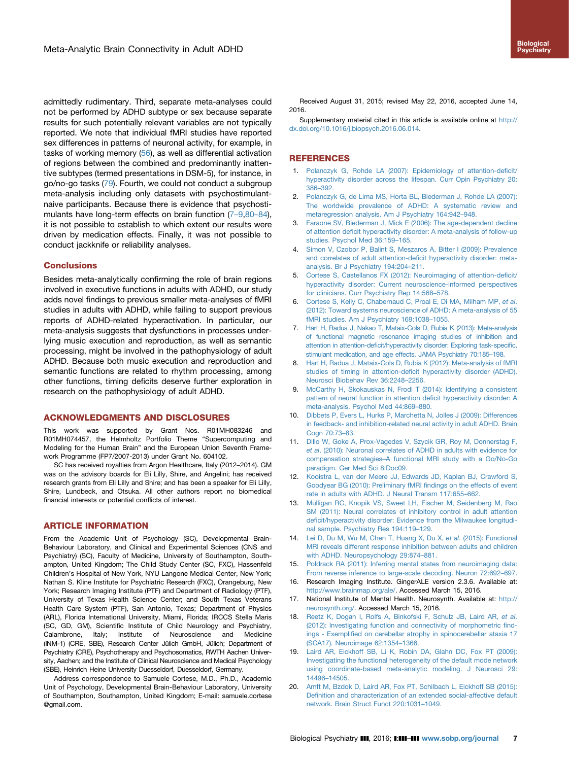admittedly rudimentary. Third, separate meta-analyses could not be performed by ADHD subtype or sex because separate results for such potentially relevant variables are not typically reported. We note that individual fMRI studies have reported sex differences in patterns of neuronal activity, for example, in tasks of working memory (56), as well as differential activation of regions between the combined and predominantly inattentive subtypes (termed presentations in DSM-5), for instance, in go/no-go tasks (79). Fourth, we could not conduct a subgroup meta-analysis including only datasets with psychostimulant-naive participants. Because there is evidence that psychostimulants have long-term effects on brain function (7–9,80–84), it is not possible to establish to which extent our results were driven by medication effects. Finally, it was not possible to conduct jackknife or reliability analyses.

## Conclusions

Besides meta-analytically confirming the role of brain regions involved in executive functions in adults with ADHD, our study adds novel findings to previous smaller meta-analyses of fMRI studies in adults with ADHD, while failing to support previous reports of ADHD-related hyperactivation. In particular, our meta-analysis suggests that dysfunctions in processes underlying music execution and reproduction, as well as semantic processing, might be involved in the pathophysiology of adult ADHD. Because both music execution and reproduction and semantic functions are related to rhythm processing, among other functions, timing deficits deserve further exploration in research on the pathophysiology of adult ADHD.

## ACKNOWLEDGMENTS AND DISCLOSURES

This work was supported by Grant Nos. R01MH083246 and R01MH074457, the Helmholtz Portfolio Theme "Supercomputing and Modeling for the Human Brain" and the European Union Seventh Framework Programme (FP7/2007-2013) under Grant No. 604102.

SC has received royalties from Argon Healthcare, Italy (2012–2014). GM was on the advisory boards for Eli Lilly, Shire, and Angelini; has received research grants from Eli Lilly and Shire; and has been a speaker for Eli Lilly, Shire, Lundbeck, and Otsuka. All other authors report no biomedical financial interests or potential conflicts of interest.

## ARTICLE INFORMATION

From the Academic Unit of Psychology (SC), Developmental Brain-Behaviour Laboratory, and Clinical and Experimental Sciences (CNS and Psychiatry) (SC), Faculty of Medicine, University of Southampton, Southampton, United Kingdom; The Child Study Center (SC, FXC), Hassenfeld Children's Hospital of New York, NYU Langone Medical Center, New York; Nathan S. Kline Institute for Psychiatric Research (FXC), Orangeburg, New York; Research Imaging Institute (PTF) and Department of Radiology (PTF), University of Texas Health Science Center; and South Texas Veterans Health Care System (PTF), San Antonio, Texas; Department of Physics (ARL), Florida International University, Miami, Florida; IRCCS Stella Maris (SC, GD, GM), Scientific Institute of Child Neurology and Psychiatry, Calambrone, Italy; Institute of Neuroscience and Medicine (INM-1) (CRE, SBE), Research Center Jülich GmbH, Jülich; Department of Psychiatry (CRE), Psychotherapy and Psychosomatics, RWTH Aachen University, Aachen; and the Institute of Clinical Neuroscience and Medical Psychology (SBE), Heinrich Heine University Duesseldorf, Duesseldorf, Germany.

Address correspondence to Samuele Cortese, M.D., Ph.D., Academic Unit of Psychology, Developmental Brain-Behaviour Laboratory, University of Southampton, Southampton, United Kingdom; E-mail: samuele.cortese@gmail.com.

Received August 31, 2015; revised May 22, 2016, accepted June 14, 2016.

Supplementary material cited in this article is available online at http://dx.doi.org/10.1016/j.biopsych.2016.06.014.

## REFERENCES

1. Polanczyk G, Rohde LA (2007): Epidemiology of attention-deficit/hyperactivity disorder across the lifespan. Curr Opin Psychiatry 20:386–392.
2. Polanczyk G, de Lima MS, Horta BL, Biederman J, Rohde LA (2007): The worldwide prevalence of ADHD: A systematic review and metaregression analysis. Am J Psychiatry 164:942–948.
3. Faraone SV, Biederman J, Mick E (2006): The age-dependent decline of attention deficit hyperactivity disorder: A meta-analysis of follow-up studies. Psychol Med 36:159–165.
4. Simon V, Czobor P, Balint S, Meszaros A, Bitter I (2009): Prevalence and correlates of adult attention-deficit hyperactivity disorder: meta-analysis. Br J Psychiatry 194:204–211.
5. Cortese S, Castellanos FX (2012): Neuroimaging of attention-deficit/hyperactivity disorder: Current neuroscience-informed perspectives for clinicians. Curr Psychiatry Rep 14:568–578.
6. Cortese S, Kelly C, Chabernaud C, Proal E, Di MA, Milham MP, *et al.* (2012): Toward systems neuroscience of ADHD: A meta-analysis of 55 fMRI studies. Am J Psychiatry 169:1038–1055.
7. Hart H, Radua J, Nakao T, Mataix-Cols D, Rubia K (2013): Meta-analysis of functional magnetic resonance imaging studies of inhibition and attention in attention-deficit/hyperactivity disorder: Exploring task-specific, stimulant medication, and age effects. JAMA Psychiatry 70:185–198.
8. Hart H, Radua J, Mataix-Cols D, Rubia K (2012): Meta-analysis of fMRI studies of timing in attention-deficit hyperactivity disorder (ADHD). Neurosci Biobehav Rev 36:2248–2256.
9. McCarthy H, Skokauskas N, Frodl T (2014): Identifying a consistent pattern of neural function in attention deficit hyperactivity disorder: A meta-analysis. Psychol Med 44:869–880.
10. Dibbets P, Evers L, Hurks P, Marchetta N, Jolles J (2009): Differences in feedback- and inhibition-related neural activity in adult ADHD. Brain Cogn 70:73–83.
11. Dillo W, Goke A, Prox-Vagedes V, Szycik GR, Roy M, Donnerstag F, *et al.* (2010): Neuronal correlates of ADHD in adults with evidence for compensation strategies–A functional MRI study with a Go/No-Go paradigm. Ger Med Sci 8:Doc09.
12. Kooistra L, van der Meere JJ, Edwards JD, Kaplan BJ, Crawford S, Goodyear BG (2010): Preliminary fMRI findings on the effects of event rate in adults with ADHD. J Neural Transm 117:655–662.
13. Mulligan RC, Knopik VS, Sweet LH, Fischer M, Seidenberg M, Rao SM (2011): Neural correlates of inhibitory control in adult attention deficit/hyperactivity disorder: Evidence from the Milwaukee longitudinal sample. Psychiatry Res 194:119–129.
14. Lei D, Du M, Wu M, Chen T, Huang X, Du X, *et al.* (2015): Functional MRI reveals different response inhibition between adults and children with ADHD. Neuropsychology 29:874–881.
15. Poldrack RA (2011): Inferring mental states from neuroimaging data: From reverse inference to large-scale decoding. Neuron 72:692–697.
16. Research Imaging Institute. GingerALE version 2.3.6. Available at: http://www.brainmap.org/ale/. Accessed March 15, 2016.
17. National Institute of Mental Health. Neurosynth. Available at: http://neurosynth.org/. Accessed March 15, 2016.
18. Reetz K, Dogan I, Rolfs A, Binkofski F, Schulz JB, Laird AR, *et al.* (2012): Investigating function and connectivity of morphometric findings - Exemplified on cerebellar atrophy in spinocerebellar ataxia 17 (SCA17). Neuroimage 62:1354–1366.
19. Laird AR, Eickhoff SB, Li K, Robin DA, Glahn DC, Fox PT (2009): Investigating the functional heterogeneity of the default mode network using coordinate-based meta-analytic modeling. J Neurosci 29:14496–14505.
20. Amft M, Bzdok D, Laird AR, Fox PT, Schilbach L, Eickhoff SB (2015): Definition and characterization of an extended social-affective default network. Brain Struct Funct 220:1031–1049.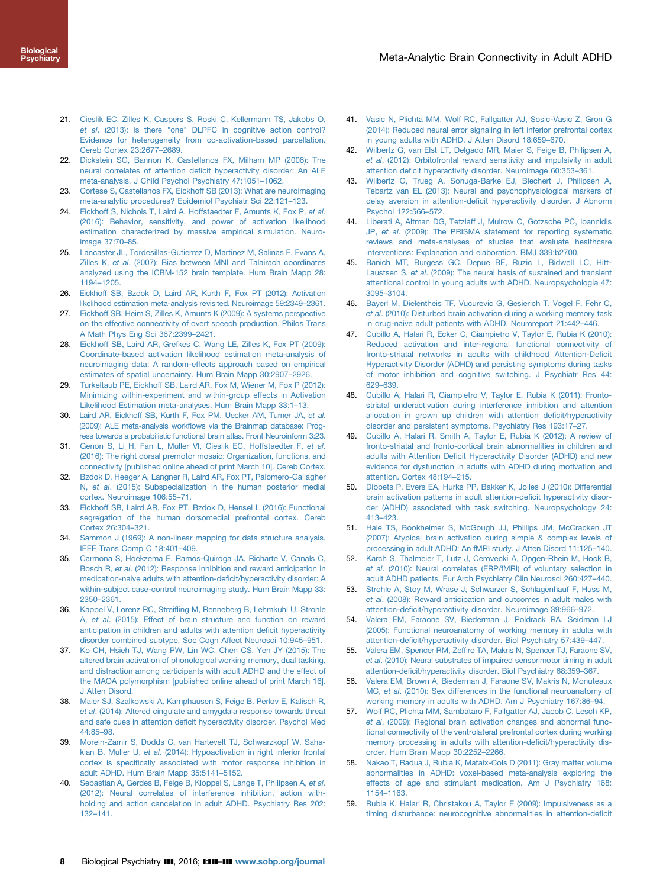21. Cieslik EC, Zilles K, Caspers S, Roski C, Kellermann TS, Jakobs O, *et al*. (2013): Is there "one" DLPFC in cognitive action control? Evidence for heterogeneity from co-activation-based parcellation. Cereb Cortex 23:2677–2689.
22. Dickstein SG, Bannon K, Castellanos FX, Milham MP (2006): The neural correlates of attention deficit hyperactivity disorder: An ALE meta-analysis. J Child Psychol Psychiatry 47:1051–1062.
23. Cortese S, Castellanos FX, Eickhoff SB (2013): What are neuroimaging meta-analytic procedures? Epidemiol Psychiatr Sci 22:121–123.
24. Eickhoff S, Nichols T, Laird A, Hoffstaedter F, Amunts K, Fox P, *et al*. (2016): Behavior, sensitivity, and power of activation likelihood estimation characterized by massive empirical simulation. Neuroimage 37:70–85.
25. Lancaster JL, Tordesillas-Gutierrez D, Martinez M, Salinas F, Evans A, Zilles K, *et al*. (2007): Bias between MNI and Talairach coordinates analyzed using the ICBM-152 brain template. Hum Brain Mapp 28:1194–1205.
26. Eickhoff SB, Bzdok D, Laird AR, Kurth F, Fox PT (2012): Activation likelihood estimation meta-analysis revisited. Neuroimage 59:2349–2361.
27. Eickhoff SB, Heim S, Zilles K, Amunts K (2009): A systems perspective on the effective connectivity of overt speech production. Philos Trans A Math Phys Eng Sci 367:2399–2421.
28. Eickhoff SB, Laird AR, Grefkes C, Wang LE, Zilles K, Fox PT (2009): Coordinate-based activation likelihood estimation meta-analysis of neuroimaging data: A random-effects approach based on empirical estimates of spatial uncertainty. Hum Brain Mapp 30:2907–2926.
29. Turkeltaub PE, Eickhoff SB, Laird AR, Fox M, Wiener M, Fox P (2012): Minimizing within-experiment and within-group effects in Activation Likelihood Estimation meta-analyses. Hum Brain Mapp 33:1–13.
30. Laird AR, Eickhoff SB, Kurth F, Fox PM, Uecker AM, Turner JA, *et al*. (2009): ALE meta-analysis workflows via the Brainmap database: Progress towards a probabilistic functional brain atlas. Front Neuroinform 3:23.
31. Genon S, Li H, Fan L, Muller VI, Cieslik EC, Hoffstaedter F, *et al*. (2016): The right dorsal premotor mosaic: Organization, functions, and connectivity [published online ahead of print March 10]. Cereb Cortex.
32. Bzdok D, Heeger A, Langner R, Laird AR, Fox PT, Palomero-Gallagher N, *et al*. (2015): Subspecialization in the human posterior medial cortex. Neuroimage 106:55–71.
33. Eickhoff SB, Laird AR, Fox PT, Bzdok D, Hensel L (2016): Functional segregation of the human dorsomedial prefrontal cortex. Cereb Cortex 26:304–321.
34. Sammon J (1969): A non-linear mapping for data structure analysis. IEEE Trans Comp C 18:401–409.
35. Carmona S, Hoekzema E, Ramos-Quiroga JA, Richarte V, Canals C, Bosch R, *et al*. (2012): Response inhibition and reward anticipation in medication-naive adults with attention-deficit/hyperactivity disorder: A within-subject case-control neuroimaging study. Hum Brain Mapp 33:2350–2361.
36. Kappel V, Lorenz RC, Streifling M, Renneberg B, Lehmkuhl U, Strohle A, *et al*. (2015): Effect of brain structure and function on reward anticipation in children and adults with attention deficit hyperactivity disorder combined subtype. Soc Cogn Affect Neurosci 10:945–951.
37. Ko CH, Hsieh TJ, Wang PW, Lin WC, Chen CS, Yen JY (2015): The altered brain activation of phonological working memory, dual tasking, and distraction among participants with adult ADHD and the effect of the MAOA polymorphism [published online ahead of print March 16]. J Atten Disord.
38. Maier SJ, Szalkowski A, Kamphausen S, Feige B, Perlov E, Kalisch R, *et al*. (2014): Altered cingulate and amygdala response towards threat and safe cues in attention deficit hyperactivity disorder. Psychol Med 44:85–98.
39. Morein-Zamir S, Dodds C, van Hartevelt TJ, Schwarzkopf W, Sahakian B, Muller U, *et al*. (2014): Hypoactivation in right inferior frontal cortex is specifically associated with motor response inhibition in adult ADHD. Hum Brain Mapp 35:5141–5152.
40. Sebastian A, Gerdes B, Feige B, Kloppel S, Lange T, Philipsen A, *et al*. (2012): Neural correlates of interference inhibition, action withholding and action cancelation in adult ADHD. Psychiatry Res 202:132–141.
41. Vasic N, Plichta MM, Wolf RC, Fallgatter AJ, Sosic-Vasic Z, Gron G (2014): Reduced neural error signaling in left inferior prefrontal cortex in young adults with ADHD. J Atten Disord 18:659–670.
42. Wilbertz G, van Elst LT, Delgado MR, Maier S, Feige B, Philipsen A, *et al*. (2012): Orbitofrontal reward sensitivity and impulsivity in adult attention deficit hyperactivity disorder. Neuroimage 60:353–361.
43. Wilbertz G, Trueg A, Sonuga-Barke EJ, Blechert J, Philipsen A, Tebartz van EL (2013): Neural and psychophysiological markers of delay aversion in attention-deficit hyperactivity disorder. J Abnorm Psychol 122:566–572.
44. Liberati A, Altman DG, Tetzlaff J, Mulrow C, Gotzsche PC, Ioannidis JP, *et al*. (2009): The PRISMA statement for reporting systematic reviews and meta-analyses of studies that evaluate healthcare interventions: Explanation and elaboration. BMJ 339:b2700.
45. Banich MT, Burgess GC, Depue BE, Ruzic L, Bidwell LC, Hitt-Laustsen S, *et al*. (2009): The neural basis of sustained and transient attentional control in young adults with ADHD. Neuropsychologia 47:3095–3104.
46. Bayerl M, Dielentheis TF, Vucurevic G, Gesierich T, Vogel F, Fehr C, *et al*. (2010): Disturbed brain activation during a working memory task in drug-naive adult patients with ADHD. Neuroreport 21:442–446.
47. Cubillo A, Halari R, Ecker C, Giampietro V, Taylor E, Rubia K (2010): Reduced activation and inter-regional functional connectivity of fronto-striatal networks in adults with childhood Attention-Deficit Hyperactivity Disorder (ADHD) and persisting symptoms during tasks of motor inhibition and cognitive switching. J Psychiatr Res 44:629–639.
48. Cubillo A, Halari R, Giampietro V, Taylor E, Rubia K (2011): Fronto-striatal underactivation during interference inhibition and attention allocation in grown up children with attention deficit/hyperactivity disorder and persistent symptoms. Psychiatry Res 193:17–27.
49. Cubillo A, Halari R, Smith A, Taylor E, Rubia K (2012): A review of fronto-striatal and fronto-cortical brain abnormalities in children and adults with Attention Deficit Hyperactivity Disorder (ADHD) and new evidence for dysfunction in adults with ADHD during motivation and attention. Cortex 48:194–215.
50. Dibbets P, Evers EA, Hurks PP, Bakker K, Jolles J (2010): Differential brain activation patterns in adult attention-deficit hyperactivity disorder (ADHD) associated with task switching. Neuropsychology 24:413–423.
51. Hale TS, Bookheimer S, McGough JJ, Phillips JM, McCracken JT (2007): Atypical brain activation during simple & complex levels of processing in adult ADHD: An fMRI study. J Atten Disord 11:125–140.
52. Karch S, Thalmeier T, Lutz J, Cerovecki A, Opgen-Rhein M, Hock B, *et al*. (2010): Neural correlates (ERP/fMRI) of voluntary selection in adult ADHD patients. Eur Arch Psychiatry Clin Neurosci 260:427–440.
53. Strohle A, Stoy M, Wrase J, Schwarzer S, Schlagenhauf F, Huss M, *et al*. (2008): Reward anticipation and outcomes in adult males with attention-deficit/hyperactivity disorder. Neuroimage 39:966–972.
54. Valera EM, Faraone SV, Biederman J, Poldrack RA, Seidman LJ (2005): Functional neuroanatomy of working memory in adults with attention-deficit/hyperactivity disorder. Biol Psychiatry 57:439–447.
55. Valera EM, Spencer RM, Zeffiro TA, Makris N, Spencer TJ, Faraone SV, *et al*. (2010): Neural substrates of impaired sensorimotor timing in adult attention-deficit/hyperactivity disorder. Biol Psychiatry 68:359–367.
56. Valera EM, Brown A, Biederman J, Faraone SV, Makris N, Monuteaux MC, *et al*. (2010): Sex differences in the functional neuroanatomy of working memory in adults with ADHD. Am J Psychiatry 167:86–94.
57. Wolf RC, Plichta MM, Sambataro F, Fallgatter AJ, Jacob C, Lesch KP, *et al*. (2009): Regional brain activation changes and abnormal functional connectivity of the ventrolateral prefrontal cortex during working memory processing in adults with attention-deficit/hyperactivity disorder. Hum Brain Mapp 30:2252–2266.
58. Nakao T, Radua J, Rubia K, Mataix-Cols D (2011): Gray matter volume abnormalities in ADHD: voxel-based meta-analysis exploring the effects of age and stimulant medication. Am J Psychiatry 168:1154–1163.
59. Rubia K, Halari R, Christakou A, Taylor E (2009): Impulsiveness as a timing disturbance: neurocognitive abnormalities in attention-deficit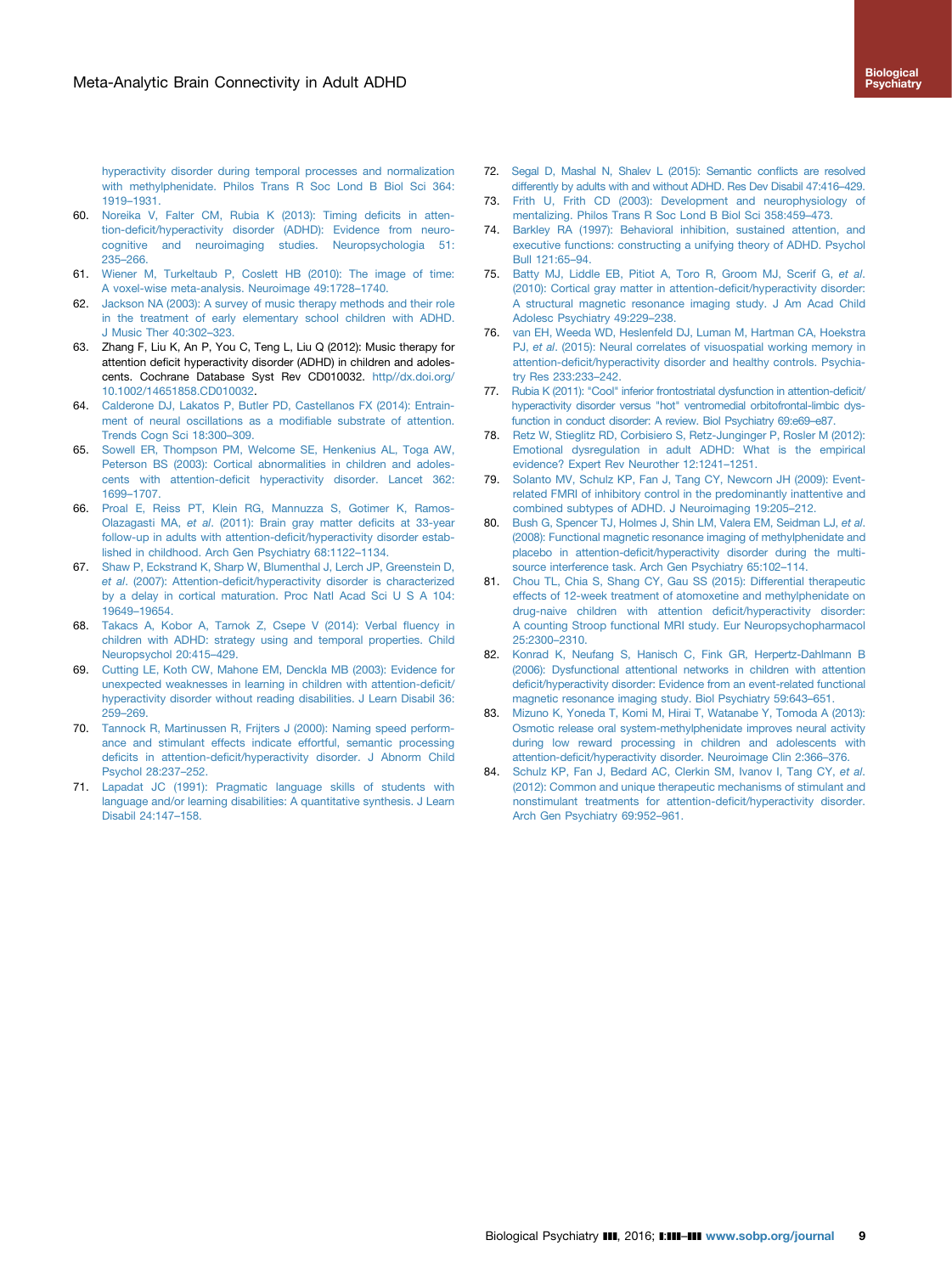hyperactivity disorder during temporal processes and normalization with methylphenidate. Philos Trans R Soc Lond B Biol Sci 364: 1919–1931.

60. Noreika V, Falter CM, Rubia K (2013): Timing deficits in attention-deficit/hyperactivity disorder (ADHD): Evidence from neurocognitive and neuroimaging studies. Neuropsychologia 51: 235–266.
61. Wiener M, Turkeltaub P, Coslett HB (2010): The image of time: A voxel-wise meta-analysis. Neuroimage 49:1728–1740.
62. Jackson NA (2003): A survey of music therapy methods and their role in the treatment of early elementary school children with ADHD. J Music Ther 40:302–323.
63. Zhang F, Liu K, An P, You C, Teng L, Liu Q (2012): Music therapy for attention deficit hyperactivity disorder (ADHD) in children and adolescents. Cochrane Database Syst Rev CD010032. http//dx.doi.org/10.1002/14651858.CD010032.
64. Calderone DJ, Lakatos P, Butler PD, Castellanos FX (2014): Entrainment of neural oscillations as a modifiable substrate of attention. Trends Cogn Sci 18:300–309.
65. Sowell ER, Thompson PM, Welcome SE, Henkenius AL, Toga AW, Peterson BS (2003): Cortical abnormalities in children and adolescents with attention-deficit hyperactivity disorder. Lancet 362: 1699–1707.
66. Proal E, Reiss PT, Klein RG, Mannuzza S, Gotimer K, Ramos-Olazagasti MA, *et al*. (2011): Brain gray matter deficits at 33-year follow-up in adults with attention-deficit/hyperactivity disorder established in childhood. Arch Gen Psychiatry 68:1122–1134.
67. Shaw P, Eckstrand K, Sharp W, Blumenthal J, Lerch JP, Greenstein D, *et al*. (2007): Attention-deficit/hyperactivity disorder is characterized by a delay in cortical maturation. Proc Natl Acad Sci U S A 104: 19649–19654.
68. Takacs A, Kobor A, Tarnok Z, Csepe V (2014): Verbal fluency in children with ADHD: strategy using and temporal properties. Child Neuropsychol 20:415–429.
69. Cutting LE, Koth CW, Mahone EM, Denckla MB (2003): Evidence for unexpected weaknesses in learning in children with attention-deficit/hyperactivity disorder without reading disabilities. J Learn Disabil 36: 259–269.
70. Tannock R, Martinussen R, Frijters J (2000): Naming speed performance and stimulant effects indicate effortful, semantic processing deficits in attention-deficit/hyperactivity disorder. J Abnorm Child Psychol 28:237–252.
71. Lapadat JC (1991): Pragmatic language skills of students with language and/or learning disabilities: A quantitative synthesis. J Learn Disabil 24:147–158.
72. Segal D, Mashal N, Shalev L (2015): Semantic conflicts are resolved differently by adults with and without ADHD. Res Dev Disabil 47:416–429.
73. Frith U, Frith CD (2003): Development and neurophysiology of mentalizing. Philos Trans R Soc Lond B Biol Sci 358:459–473.
74. Barkley RA (1997): Behavioral inhibition, sustained attention, and executive functions: constructing a unifying theory of ADHD. Psychol Bull 121:65–94.
75. Batty MJ, Liddle EB, Pitiot A, Toro R, Groom MJ, Scerif G, *et al*. (2010): Cortical gray matter in attention-deficit/hyperactivity disorder: A structural magnetic resonance imaging study. J Am Acad Child Adolesc Psychiatry 49:229–238.
76. van EH, Weeda WD, Heslenfeld DJ, Luman M, Hartman CA, Hoekstra PJ, *et al*. (2015): Neural correlates of visuospatial working memory in attention-deficit/hyperactivity disorder and healthy controls. Psychiatry Res 233:233–242.
77. Rubia K (2011): "Cool" inferior frontostriatal dysfunction in attention-deficit/hyperactivity disorder versus "hot" ventromedial orbitofrontal-limbic dysfunction in conduct disorder: A review. Biol Psychiatry 69:e69–e87.
78. Retz W, Stieglitz RD, Corbisiero S, Retz-Junginger P, Rosler M (2012): Emotional dysregulation in adult ADHD: What is the empirical evidence? Expert Rev Neurother 12:1241–1251.
79. Solanto MV, Schulz KP, Fan J, Tang CY, Newcorn JH (2009): Event-related FMRI of inhibitory control in the predominantly inattentive and combined subtypes of ADHD. J Neuroimaging 19:205–212.
80. Bush G, Spencer TJ, Holmes J, Shin LM, Valera EM, Seidman LJ, *et al*. (2008): Functional magnetic resonance imaging of methylphenidate and placebo in attention-deficit/hyperactivity disorder during the multi-source interference task. Arch Gen Psychiatry 65:102–114.
81. Chou TL, Chia S, Shang CY, Gau SS (2015): Differential therapeutic effects of 12-week treatment of atomoxetine and methylphenidate on drug-naive children with attention deficit/hyperactivity disorder: A counting Stroop functional MRI study. Eur Neuropsychopharmacol 25:2300–2310.
82. Konrad K, Neufang S, Hanisch C, Fink GR, Herpertz-Dahlmann B (2006): Dysfunctional attentional networks in children with attention deficit/hyperactivity disorder: Evidence from an event-related functional magnetic resonance imaging study. Biol Psychiatry 59:643–651.
83. Mizuno K, Yoneda T, Komi M, Hirai T, Watanabe Y, Tomoda A (2013): Osmotic release oral system-methylphenidate improves neural activity during low reward processing in children and adolescents with attention-deficit/hyperactivity disorder. Neuroimage Clin 2:366–376.
84. Schulz KP, Fan J, Bedard AC, Clerkin SM, Ivanov I, Tang CY, *et al*. (2012): Common and unique therapeutic mechanisms of stimulant and nonstimulant treatments for attention-deficit/hyperactivity disorder. Arch Gen Psychiatry 69:952–961.